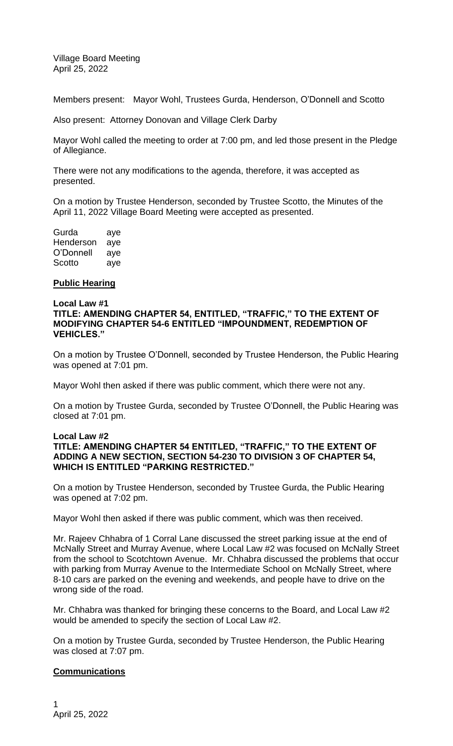Village Board Meeting
April 25, 2022

Members present: Mayor Wohl, Trustees Gurda, Henderson, O'Donnell and Scotto

Also present: Attorney Donovan and Village Clerk Darby

Mayor Wohl called the meeting to order at 7:00 pm, and led those present in the Pledge of Allegiance.

There were not any modifications to the agenda, therefore, it was accepted as presented.

On a motion by Trustee Henderson, seconded by Trustee Scotto, the Minutes of the April 11, 2022 Village Board Meeting were accepted as presented.

| | |
|---|---|
| Gurda | aye |
| Henderson | aye |
| O'Donnell | aye |
| Scotto | aye |

**Public Hearing**

**Local Law #1**
**TITLE: AMENDING CHAPTER 54, ENTITLED, "TRAFFIC," TO THE EXTENT OF MODIFYING CHAPTER 54-6 ENTITLED "IMPOUNDMENT, REDEMPTION OF VEHICLES."**

On a motion by Trustee O'Donnell, seconded by Trustee Henderson, the Public Hearing was opened at 7:01 pm.

Mayor Wohl then asked if there was public comment, which there were not any.

On a motion by Trustee Gurda, seconded by Trustee O'Donnell, the Public Hearing was closed at 7:01 pm.

**Local Law #2**
**TITLE: AMENDING CHAPTER 54 ENTITLED, "TRAFFIC," TO THE EXTENT OF ADDING A NEW SECTION, SECTION 54-230 TO DIVISION 3 OF CHAPTER 54, WHICH IS ENTITLED "PARKING RESTRICTED."**

On a motion by Trustee Henderson, seconded by Trustee Gurda, the Public Hearing was opened at 7:02 pm.

Mayor Wohl then asked if there was public comment, which was then received.

Mr. Rajeev Chhabra of 1 Corral Lane discussed the street parking issue at the end of McNally Street and Murray Avenue, where Local Law #2 was focused on McNally Street from the school to Scotchtown Avenue. Mr. Chhabra discussed the problems that occur with parking from Murray Avenue to the Intermediate School on McNally Street, where 8-10 cars are parked on the evening and weekends, and people have to drive on the wrong side of the road.

Mr. Chhabra was thanked for bringing these concerns to the Board, and Local Law #2 would be amended to specify the section of Local Law #2.

On a motion by Trustee Gurda, seconded by Trustee Henderson, the Public Hearing was closed at 7:07 pm.

**Communications**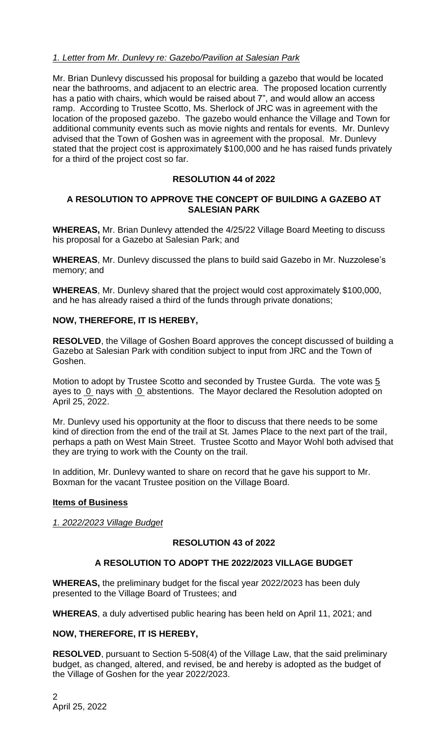*1. Letter from Mr. Dunlevy re: Gazebo/Pavilion at Salesian Park*

Mr. Brian Dunlevy discussed his proposal for building a gazebo that would be located near the bathrooms, and adjacent to an electric area. The proposed location currently has a patio with chairs, which would be raised about 7", and would allow an access ramp. According to Trustee Scotto, Ms. Sherlock of JRC was in agreement with the location of the proposed gazebo. The gazebo would enhance the Village and Town for additional community events such as movie nights and rentals for events. Mr. Dunlevy advised that the Town of Goshen was in agreement with the proposal. Mr. Dunlevy stated that the project cost is approximately $100,000 and he has raised funds privately for a third of the project cost so far.

**RESOLUTION 44 of 2022**

**A RESOLUTION TO APPROVE THE CONCEPT OF BUILDING A GAZEBO AT SALESIAN PARK**

**WHEREAS,** Mr. Brian Dunlevy attended the 4/25/22 Village Board Meeting to discuss his proposal for a Gazebo at Salesian Park; and

**WHEREAS**, Mr. Dunlevy discussed the plans to build said Gazebo in Mr. Nuzzolese's memory; and

**WHEREAS**, Mr. Dunlevy shared that the project would cost approximately $100,000, and he has already raised a third of the funds through private donations;

**NOW, THEREFORE, IT IS HEREBY,**

**RESOLVED**, the Village of Goshen Board approves the concept discussed of building a Gazebo at Salesian Park with condition subject to input from JRC and the Town of Goshen.

Motion to adopt by Trustee Scotto and seconded by Trustee Gurda. The vote was 5 ayes to 0 nays with 0 abstentions. The Mayor declared the Resolution adopted on April 25, 2022.

Mr. Dunlevy used his opportunity at the floor to discuss that there needs to be some kind of direction from the end of the trail at St. James Place to the next part of the trail, perhaps a path on West Main Street. Trustee Scotto and Mayor Wohl both advised that they are trying to work with the County on the trail.

In addition, Mr. Dunlevy wanted to share on record that he gave his support to Mr. Boxman for the vacant Trustee position on the Village Board.

**Items of Business**

*1. 2022/2023 Village Budget*

**RESOLUTION 43 of 2022**

**A RESOLUTION TO ADOPT THE 2022/2023 VILLAGE BUDGET**

**WHEREAS,** the preliminary budget for the fiscal year 2022/2023 has been duly presented to the Village Board of Trustees; and

**WHEREAS**, a duly advertised public hearing has been held on April 11, 2021; and

**NOW, THEREFORE, IT IS HEREBY,**

**RESOLVED**, pursuant to Section 5-508(4) of the Village Law, that the said preliminary budget, as changed, altered, and revised, be and hereby is adopted as the budget of the Village of Goshen for the year 2022/2023.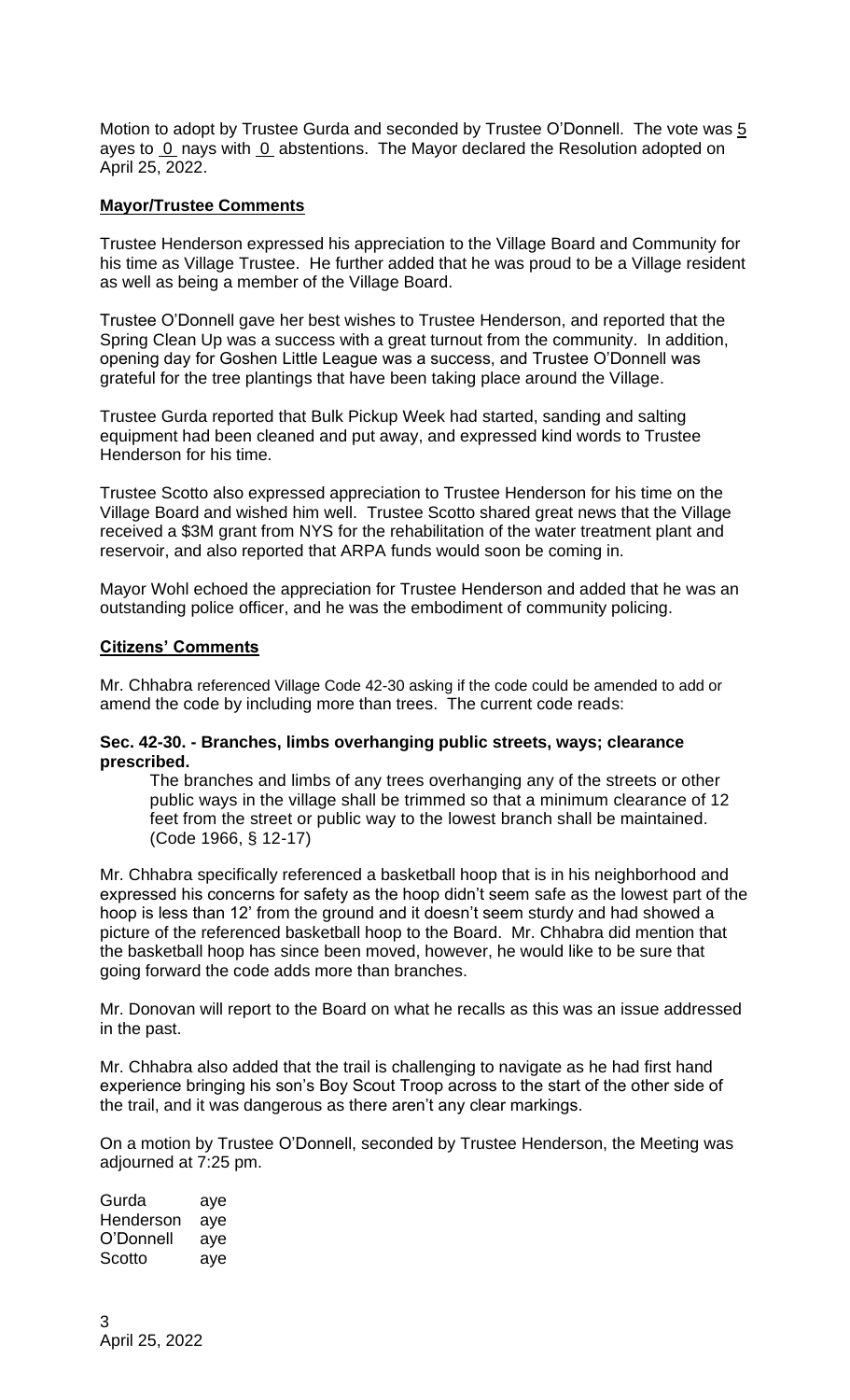Motion to adopt by Trustee Gurda and seconded by Trustee O'Donnell. The vote was 5 ayes to 0 nays with 0 abstentions. The Mayor declared the Resolution adopted on April 25, 2022.

**Mayor/Trustee Comments**

Trustee Henderson expressed his appreciation to the Village Board and Community for his time as Village Trustee. He further added that he was proud to be a Village resident as well as being a member of the Village Board.

Trustee O'Donnell gave her best wishes to Trustee Henderson, and reported that the Spring Clean Up was a success with a great turnout from the community. In addition, opening day for Goshen Little League was a success, and Trustee O'Donnell was grateful for the tree plantings that have been taking place around the Village.

Trustee Gurda reported that Bulk Pickup Week had started, sanding and salting equipment had been cleaned and put away, and expressed kind words to Trustee Henderson for his time.

Trustee Scotto also expressed appreciation to Trustee Henderson for his time on the Village Board and wished him well. Trustee Scotto shared great news that the Village received a $3M grant from NYS for the rehabilitation of the water treatment plant and reservoir, and also reported that ARPA funds would soon be coming in.

Mayor Wohl echoed the appreciation for Trustee Henderson and added that he was an outstanding police officer, and he was the embodiment of community policing.

**Citizens' Comments**

Mr. Chhabra referenced Village Code 42-30 asking if the code could be amended to add or amend the code by including more than trees. The current code reads:

**Sec. 42-30. - Branches, limbs overhanging public streets, ways; clearance prescribed.**

The branches and limbs of any trees overhanging any of the streets or other public ways in the village shall be trimmed so that a minimum clearance of 12 feet from the street or public way to the lowest branch shall be maintained. (Code 1966, § 12-17)

Mr. Chhabra specifically referenced a basketball hoop that is in his neighborhood and expressed his concerns for safety as the hoop didn't seem safe as the lowest part of the hoop is less than 12' from the ground and it doesn't seem sturdy and had showed a picture of the referenced basketball hoop to the Board. Mr. Chhabra did mention that the basketball hoop has since been moved, however, he would like to be sure that going forward the code adds more than branches.

Mr. Donovan will report to the Board on what he recalls as this was an issue addressed in the past.

Mr. Chhabra also added that the trail is challenging to navigate as he had first hand experience bringing his son's Boy Scout Troop across to the start of the other side of the trail, and it was dangerous as there aren't any clear markings.

On a motion by Trustee O'Donnell, seconded by Trustee Henderson, the Meeting was adjourned at 7:25 pm.

| | |
|---|---|
| Gurda | aye |
| Henderson | aye |
| O'Donnell | aye |
| Scotto | aye |